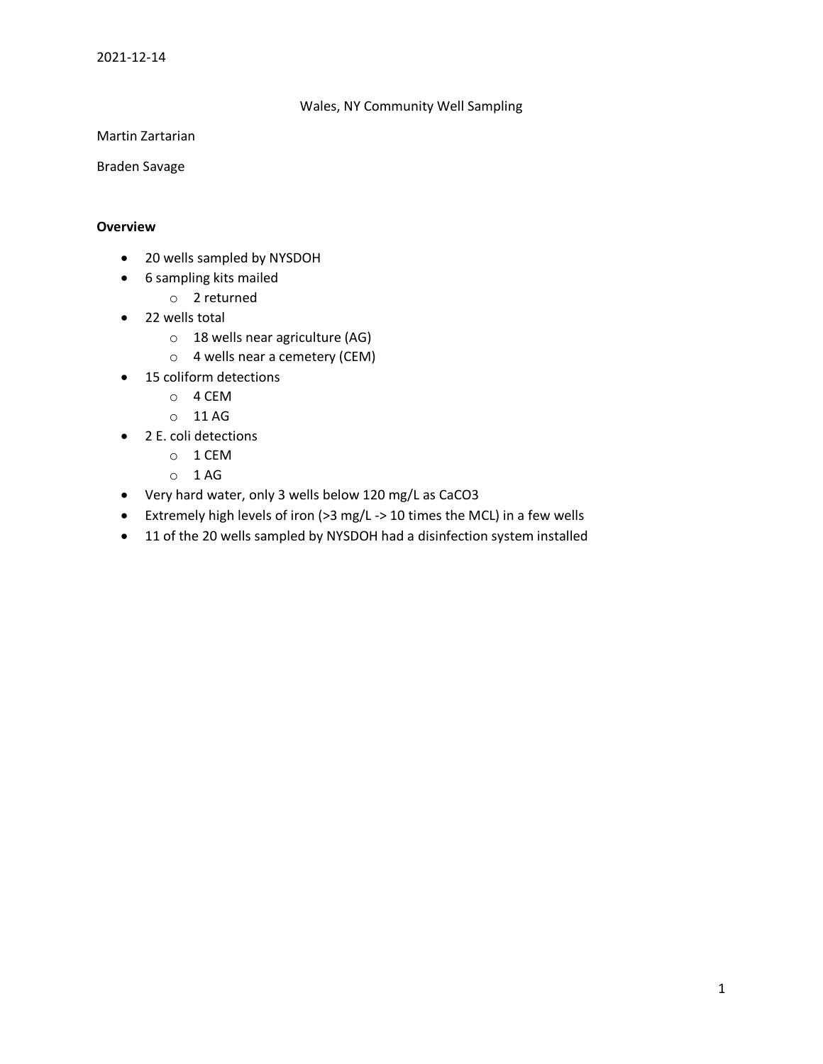2021-12-14

# Wales, NY Community Well Sampling

Martin Zartarian

Braden Savage

**Overview**

- 20 wells sampled by NYSDOH
- 6 sampling kits mailed
  - 2 returned
- 22 wells total
  - 18 wells near agriculture (AG)
  - 4 wells near a cemetery (CEM)
- 15 coliform detections
  - 4 CEM
  - 11 AG
- 2 E. coli detections
  - 1 CEM
  - 1 AG
- Very hard water, only 3 wells below 120 mg/L as $CaCO_3$
- Extremely high levels of iron (>3 mg/L -> 10 times the MCL) in a few wells
- 11 of the 20 wells sampled by NYSDOH had a disinfection system installed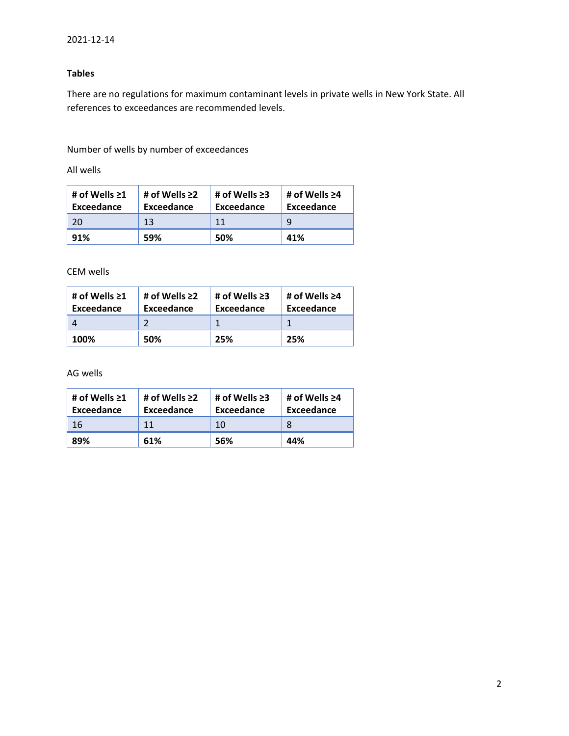2021-12-14

**Tables**

There are no regulations for maximum contaminant levels in private wells in New York State. All references to exceedances are recommended levels.

Number of wells by number of exceedances

All wells

| # of Wells ≥1 Exceedance | # of Wells ≥2 Exceedance | # of Wells ≥3 Exceedance | # of Wells ≥4 Exceedance |
|---|---|---|---|
| 20 | 13 | 11 | 9 |
| **91%** | **59%** | **50%** | **41%** |

CEM wells

| # of Wells ≥1 Exceedance | # of Wells ≥2 Exceedance | # of Wells ≥3 Exceedance | # of Wells ≥4 Exceedance |
|---|---|---|---|
| 4 | 2 | 1 | 1 |
| **100%** | **50%** | **25%** | **25%** |

AG wells

| # of Wells ≥1 Exceedance | # of Wells ≥2 Exceedance | # of Wells ≥3 Exceedance | # of Wells ≥4 Exceedance |
|---|---|---|---|
| 16 | 11 | 10 | 8 |
| **89%** | **61%** | **56%** | **44%** |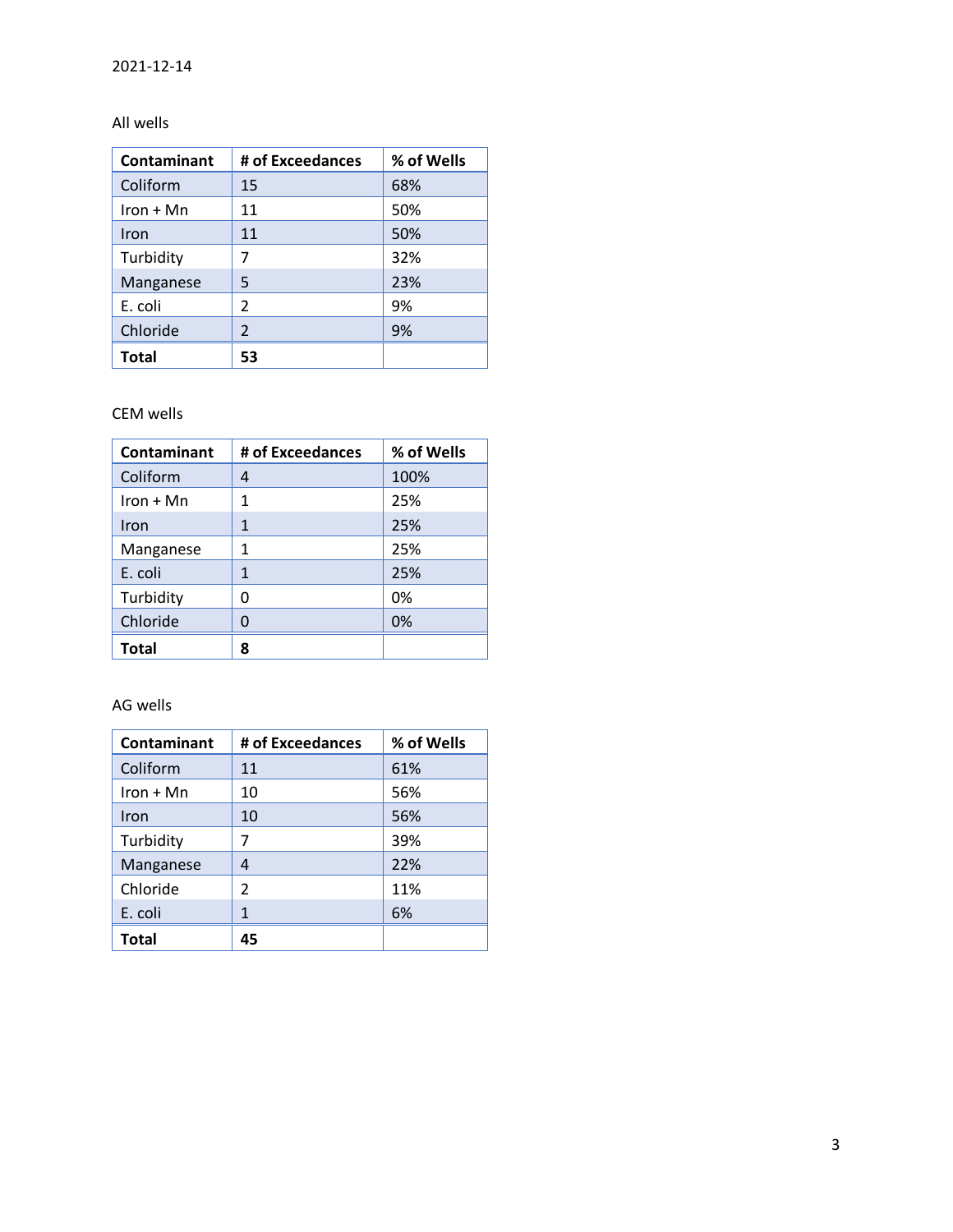2021-12-14

All wells

| Contaminant | # of Exceedances | % of Wells |
|---|---|---|
| Coliform | 15 | 68% |
| Iron + Mn | 11 | 50% |
| Iron | 11 | 50% |
| Turbidity | 7 | 32% |
| Manganese | 5 | 23% |
| E. coli | 2 | 9% |
| Chloride | 2 | 9% |
| **Total** | **53** | |

CEM wells

| Contaminant | # of Exceedances | % of Wells |
|---|---|---|
| Coliform | 4 | 100% |
| Iron + Mn | 1 | 25% |
| Iron | 1 | 25% |
| Manganese | 1 | 25% |
| E. coli | 1 | 25% |
| Turbidity | 0 | 0% |
| Chloride | 0 | 0% |
| **Total** | **8** | |

AG wells

| Contaminant | # of Exceedances | % of Wells |
|---|---|---|
| Coliform | 11 | 61% |
| Iron + Mn | 10 | 56% |
| Iron | 10 | 56% |
| Turbidity | 7 | 39% |
| Manganese | 4 | 22% |
| Chloride | 2 | 11% |
| E. coli | 1 | 6% |
| **Total** | **45** | |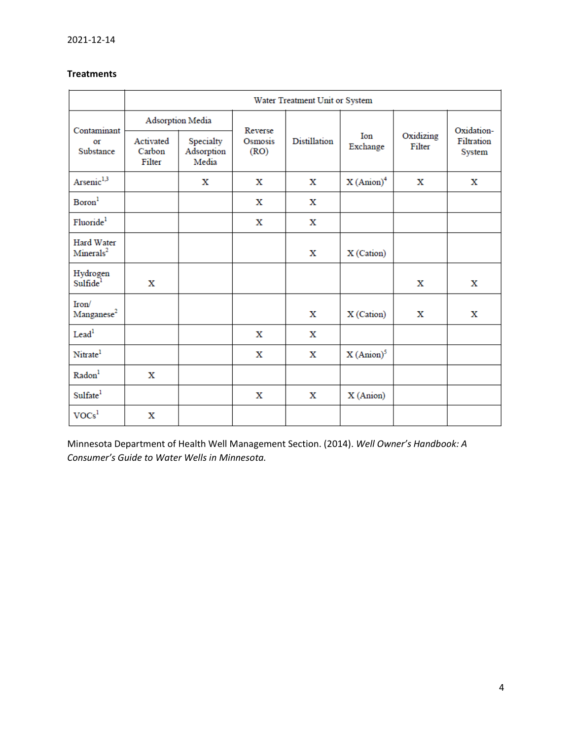2021-12-14

**Treatments**

| Contaminant or Substance | Water Treatment Unit or System | | | | | | |
|---|---|---|---|---|---|---|---|
| | Adsorption Media | | Reverse Osmosis (RO) | Distillation | Ion Exchange | Oxidizing Filter | Oxidation-Filtration System |
| | Activated Carbon Filter | Specialty Adsorption Media | | | | | |
| Arsenic[1,3] | | X | X | X | X (Anion)[4] | X | X |
| Boron[1] | | | X | X | | | |
| Fluoride[1] | | | X | X | | | |
| Hard Water Minerals[2] | | | | X | X (Cation) | | |
| Hydrogen Sulfide[1] | X | | | | | X | X |
| Iron/ Manganese[2] | | | | X | X (Cation) | X | X |
| Lead[1] | | | X | X | | | |
| Nitrate[1] | | | X | X | X (Anion)[5] | | |
| Radon[1] | X | | | | | | |
| Sulfate[1] | | | X | X | X (Anion) | | |
| VOCs[1] | X | | | | | | |

Minnesota Department of Health Well Management Section. (2014). *Well Owner's Handbook: A Consumer's Guide to Water Wells in Minnesota.*